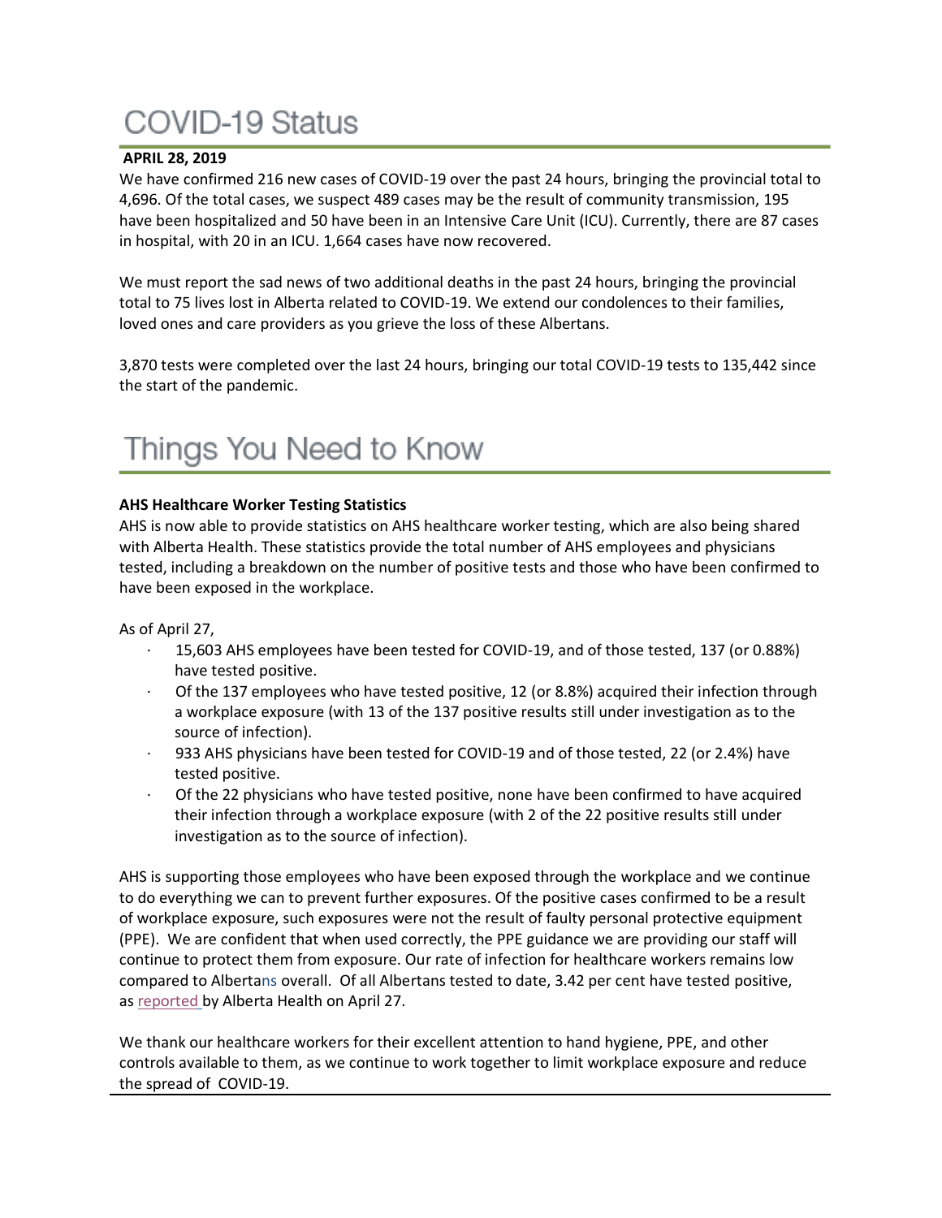# COVID-19 Status

**APRIL 28, 2019**

We have confirmed 216 new cases of COVID-19 over the past 24 hours, bringing the provincial total to 4,696. Of the total cases, we suspect 489 cases may be the result of community transmission, 195 have been hospitalized and 50 have been in an Intensive Care Unit (ICU). Currently, there are 87 cases in hospital, with 20 in an ICU. 1,664 cases have now recovered.

We must report the sad news of two additional deaths in the past 24 hours, bringing the provincial total to 75 lives lost in Alberta related to COVID-19. We extend our condolences to their families, loved ones and care providers as you grieve the loss of these Albertans.

3,870 tests were completed over the last 24 hours, bringing our total COVID-19 tests to 135,442 since the start of the pandemic.

# Things You Need to Know

**AHS Healthcare Worker Testing Statistics**

AHS is now able to provide statistics on AHS healthcare worker testing, which are also being shared with Alberta Health. These statistics provide the total number of AHS employees and physicians tested, including a breakdown on the number of positive tests and those who have been confirmed to have been exposed in the workplace.

As of April 27,

- 15,603 AHS employees have been tested for COVID-19, and of those tested, 137 (or 0.88%) have tested positive.
- Of the 137 employees who have tested positive, 12 (or 8.8%) acquired their infection through a workplace exposure (with 13 of the 137 positive results still under investigation as to the source of infection).
- 933 AHS physicians have been tested for COVID-19 and of those tested, 22 (or 2.4%) have tested positive.
- Of the 22 physicians who have tested positive, none have been confirmed to have acquired their infection through a workplace exposure (with 2 of the 22 positive results still under investigation as to the source of infection).

AHS is supporting those employees who have been exposed through the workplace and we continue to do everything we can to prevent further exposures. Of the positive cases confirmed to be a result of workplace exposure, such exposures were not the result of faulty personal protective equipment (PPE). We are confident that when used correctly, the PPE guidance we are providing our staff will continue to protect them from exposure. Our rate of infection for healthcare workers remains low compared to Albertans overall. Of all Albertans tested to date, 3.42 per cent have tested positive, as reported by Alberta Health on April 27.

We thank our healthcare workers for their excellent attention to hand hygiene, PPE, and other controls available to them, as we continue to work together to limit workplace exposure and reduce the spread of COVID-19.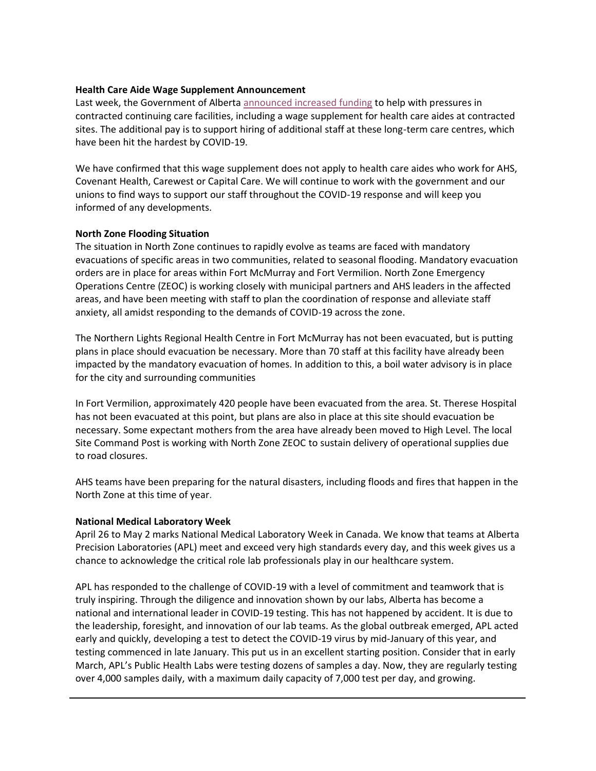**Health Care Aide Wage Supplement Announcement**

Last week, the Government of Alberta announced increased funding to help with pressures in contracted continuing care facilities, including a wage supplement for health care aides at contracted sites. The additional pay is to support hiring of additional staff at these long-term care centres, which have been hit the hardest by COVID-19.

We have confirmed that this wage supplement does not apply to health care aides who work for AHS, Covenant Health, Carewest or Capital Care. We will continue to work with the government and our unions to find ways to support our staff throughout the COVID-19 response and will keep you informed of any developments.

**North Zone Flooding Situation**

The situation in North Zone continues to rapidly evolve as teams are faced with mandatory evacuations of specific areas in two communities, related to seasonal flooding. Mandatory evacuation orders are in place for areas within Fort McMurray and Fort Vermilion. North Zone Emergency Operations Centre (ZEOC) is working closely with municipal partners and AHS leaders in the affected areas, and have been meeting with staff to plan the coordination of response and alleviate staff anxiety, all amidst responding to the demands of COVID-19 across the zone.

The Northern Lights Regional Health Centre in Fort McMurray has not been evacuated, but is putting plans in place should evacuation be necessary. More than 70 staff at this facility have already been impacted by the mandatory evacuation of homes. In addition to this, a boil water advisory is in place for the city and surrounding communities

In Fort Vermilion, approximately 420 people have been evacuated from the area. St. Therese Hospital has not been evacuated at this point, but plans are also in place at this site should evacuation be necessary. Some expectant mothers from the area have already been moved to High Level. The local Site Command Post is working with North Zone ZEOC to sustain delivery of operational supplies due to road closures.

AHS teams have been preparing for the natural disasters, including floods and fires that happen in the North Zone at this time of year.

**National Medical Laboratory Week**

April 26 to May 2 marks National Medical Laboratory Week in Canada. We know that teams at Alberta Precision Laboratories (APL) meet and exceed very high standards every day, and this week gives us a chance to acknowledge the critical role lab professionals play in our healthcare system.

APL has responded to the challenge of COVID-19 with a level of commitment and teamwork that is truly inspiring. Through the diligence and innovation shown by our labs, Alberta has become a national and international leader in COVID-19 testing. This has not happened by accident. It is due to the leadership, foresight, and innovation of our lab teams. As the global outbreak emerged, APL acted early and quickly, developing a test to detect the COVID-19 virus by mid-January of this year, and testing commenced in late January. This put us in an excellent starting position. Consider that in early March, APL's Public Health Labs were testing dozens of samples a day. Now, they are regularly testing over 4,000 samples daily, with a maximum daily capacity of 7,000 test per day, and growing.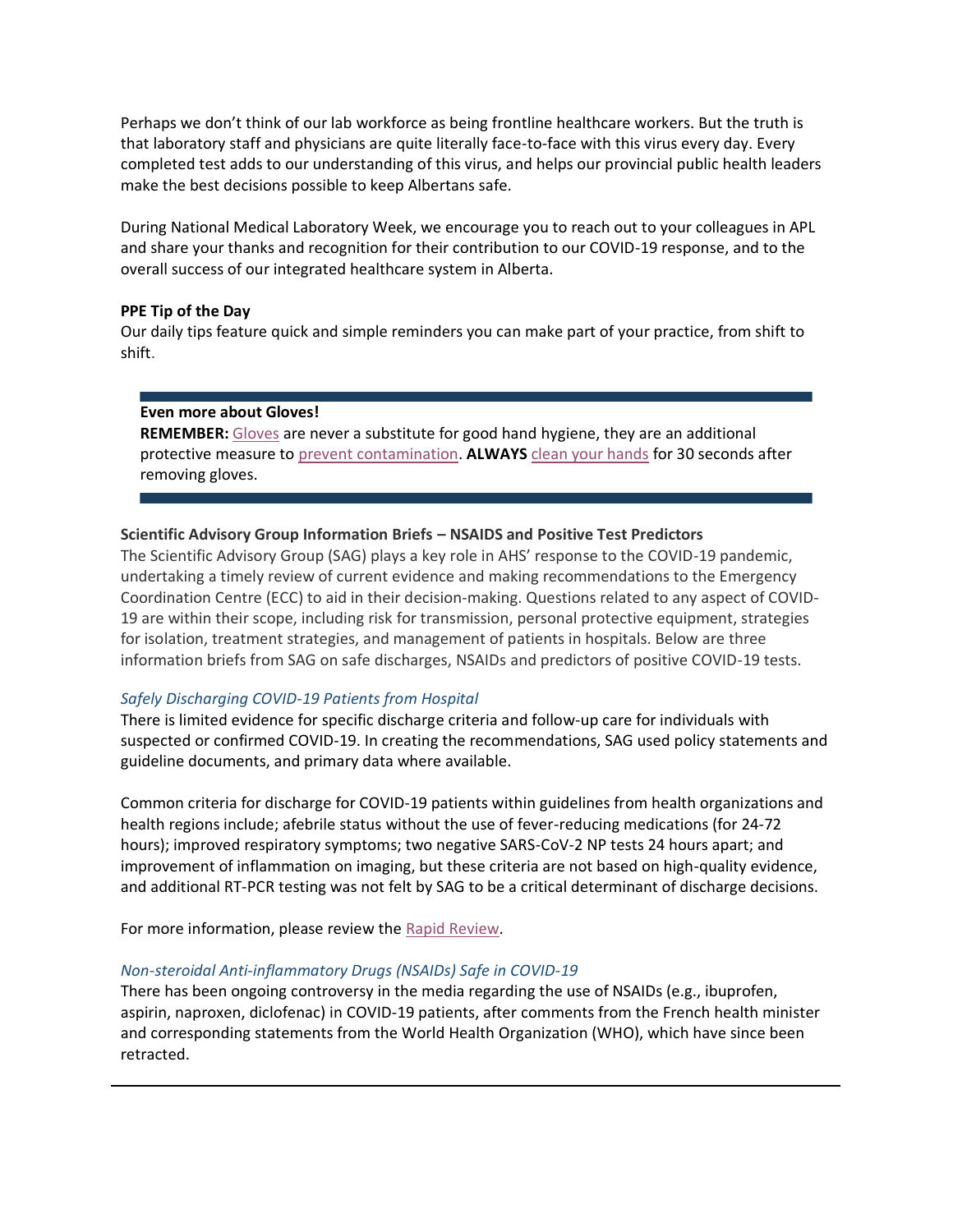Perhaps we don't think of our lab workforce as being frontline healthcare workers. But the truth is that laboratory staff and physicians are quite literally face-to-face with this virus every day. Every completed test adds to our understanding of this virus, and helps our provincial public health leaders make the best decisions possible to keep Albertans safe.

During National Medical Laboratory Week, we encourage you to reach out to your colleagues in APL and share your thanks and recognition for their contribution to our COVID-19 response, and to the overall success of our integrated healthcare system in Alberta.

**PPE Tip of the Day**

Our daily tips feature quick and simple reminders you can make part of your practice, from shift to shift.

---

**Even more about Gloves!**

**REMEMBER:** Gloves are never a substitute for good hand hygiene, they are an additional protective measure to prevent contamination. **ALWAYS** clean your hands for 30 seconds after removing gloves.

---

**Scientific Advisory Group Information Briefs – NSAIDS and Positive Test Predictors**

The Scientific Advisory Group (SAG) plays a key role in AHS' response to the COVID-19 pandemic, undertaking a timely review of current evidence and making recommendations to the Emergency Coordination Centre (ECC) to aid in their decision-making. Questions related to any aspect of COVID-19 are within their scope, including risk for transmission, personal protective equipment, strategies for isolation, treatment strategies, and management of patients in hospitals. Below are three information briefs from SAG on safe discharges, NSAIDs and predictors of positive COVID-19 tests.

*Safely Discharging COVID-19 Patients from Hospital*

There is limited evidence for specific discharge criteria and follow-up care for individuals with suspected or confirmed COVID-19. In creating the recommendations, SAG used policy statements and guideline documents, and primary data where available.

Common criteria for discharge for COVID-19 patients within guidelines from health organizations and health regions include; afebrile status without the use of fever-reducing medications (for 24-72 hours); improved respiratory symptoms; two negative SARS-CoV-2 NP tests 24 hours apart; and improvement of inflammation on imaging, but these criteria are not based on high-quality evidence, and additional RT-PCR testing was not felt by SAG to be a critical determinant of discharge decisions.

For more information, please review the Rapid Review.

*Non-steroidal Anti-inflammatory Drugs (NSAIDs) Safe in COVID-19*

There has been ongoing controversy in the media regarding the use of NSAIDs (e.g., ibuprofen, aspirin, naproxen, diclofenac) in COVID-19 patients, after comments from the French health minister and corresponding statements from the World Health Organization (WHO), which have since been retracted.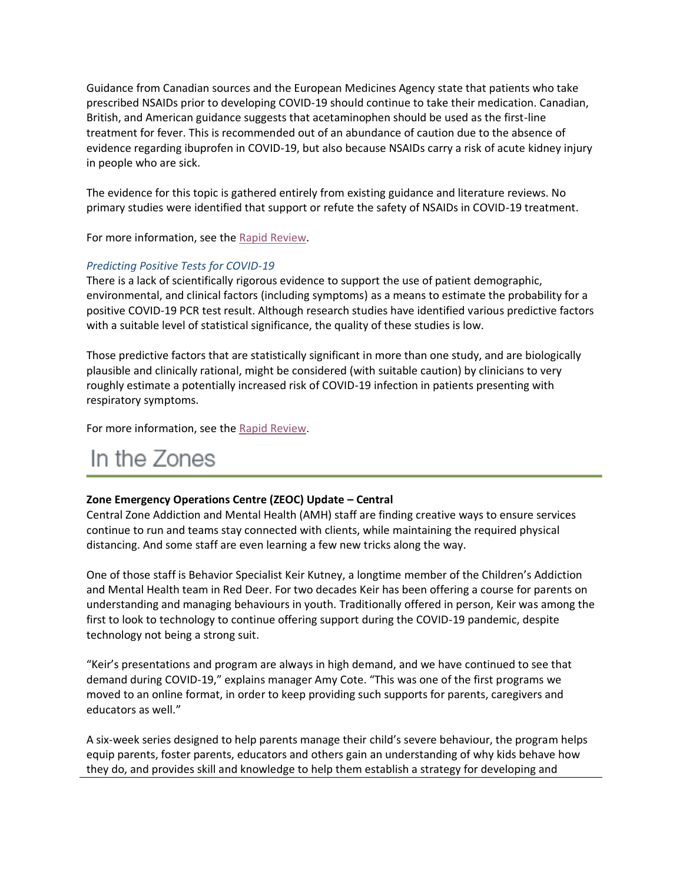Guidance from Canadian sources and the European Medicines Agency state that patients who take prescribed NSAIDs prior to developing COVID-19 should continue to take their medication. Canadian, British, and American guidance suggests that acetaminophen should be used as the first-line treatment for fever. This is recommended out of an abundance of caution due to the absence of evidence regarding ibuprofen in COVID-19, but also because NSAIDs carry a risk of acute kidney injury in people who are sick.

The evidence for this topic is gathered entirely from existing guidance and literature reviews. No primary studies were identified that support or refute the safety of NSAIDs in COVID-19 treatment.

For more information, see the Rapid Review.

### *Predicting Positive Tests for COVID-19*

There is a lack of scientifically rigorous evidence to support the use of patient demographic, environmental, and clinical factors (including symptoms) as a means to estimate the probability for a positive COVID-19 PCR test result. Although research studies have identified various predictive factors with a suitable level of statistical significance, the quality of these studies is low.

Those predictive factors that are statistically significant in more than one study, and are biologically plausible and clinically rational, might be considered (with suitable caution) by clinicians to very roughly estimate a potentially increased risk of COVID-19 infection in patients presenting with respiratory symptoms.

For more information, see the Rapid Review.

# In the Zones

**Zone Emergency Operations Centre (ZEOC) Update – Central**

Central Zone Addiction and Mental Health (AMH) staff are finding creative ways to ensure services continue to run and teams stay connected with clients, while maintaining the required physical distancing. And some staff are even learning a few new tricks along the way.

One of those staff is Behavior Specialist Keir Kutney, a longtime member of the Children's Addiction and Mental Health team in Red Deer. For two decades Keir has been offering a course for parents on understanding and managing behaviours in youth. Traditionally offered in person, Keir was among the first to look to technology to continue offering support during the COVID-19 pandemic, despite technology not being a strong suit.

"Keir's presentations and program are always in high demand, and we have continued to see that demand during COVID-19," explains manager Amy Cote. "This was one of the first programs we moved to an online format, in order to keep providing such supports for parents, caregivers and educators as well."

A six-week series designed to help parents manage their child's severe behaviour, the program helps equip parents, foster parents, educators and others gain an understanding of why kids behave how they do, and provides skill and knowledge to help them establish a strategy for developing and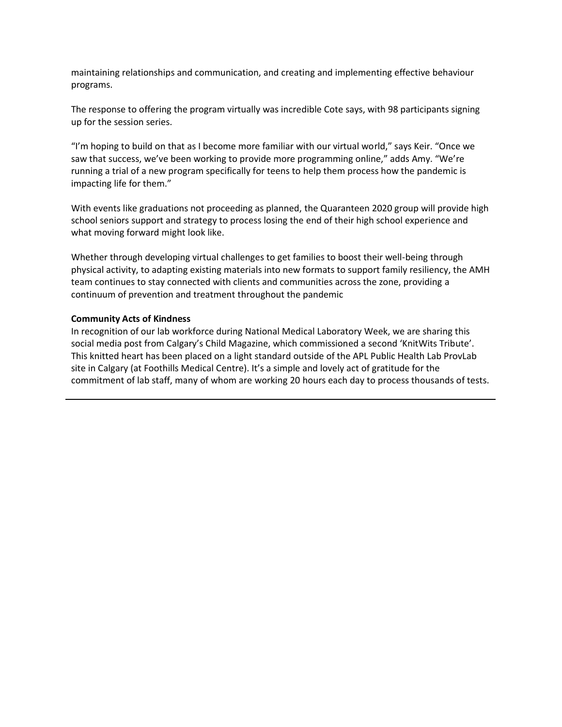maintaining relationships and communication, and creating and implementing effective behaviour programs.

The response to offering the program virtually was incredible Cote says, with 98 participants signing up for the session series.

“I’m hoping to build on that as I become more familiar with our virtual world,” says Keir. “Once we saw that success, we’ve been working to provide more programming online,” adds Amy. “We’re running a trial of a new program specifically for teens to help them process how the pandemic is impacting life for them.”

With events like graduations not proceeding as planned, the Quaranteen 2020 group will provide high school seniors support and strategy to process losing the end of their high school experience and what moving forward might look like.

Whether through developing virtual challenges to get families to boost their well-being through physical activity, to adapting existing materials into new formats to support family resiliency, the AMH team continues to stay connected with clients and communities across the zone, providing a continuum of prevention and treatment throughout the pandemic

**Community Acts of Kindness**

In recognition of our lab workforce during National Medical Laboratory Week, we are sharing this social media post from Calgary’s Child Magazine, which commissioned a second ‘KnitWits Tribute’. This knitted heart has been placed on a light standard outside of the APL Public Health Lab ProvLab site in Calgary (at Foothills Medical Centre). It’s a simple and lovely act of gratitude for the commitment of lab staff, many of whom are working 20 hours each day to process thousands of tests.

---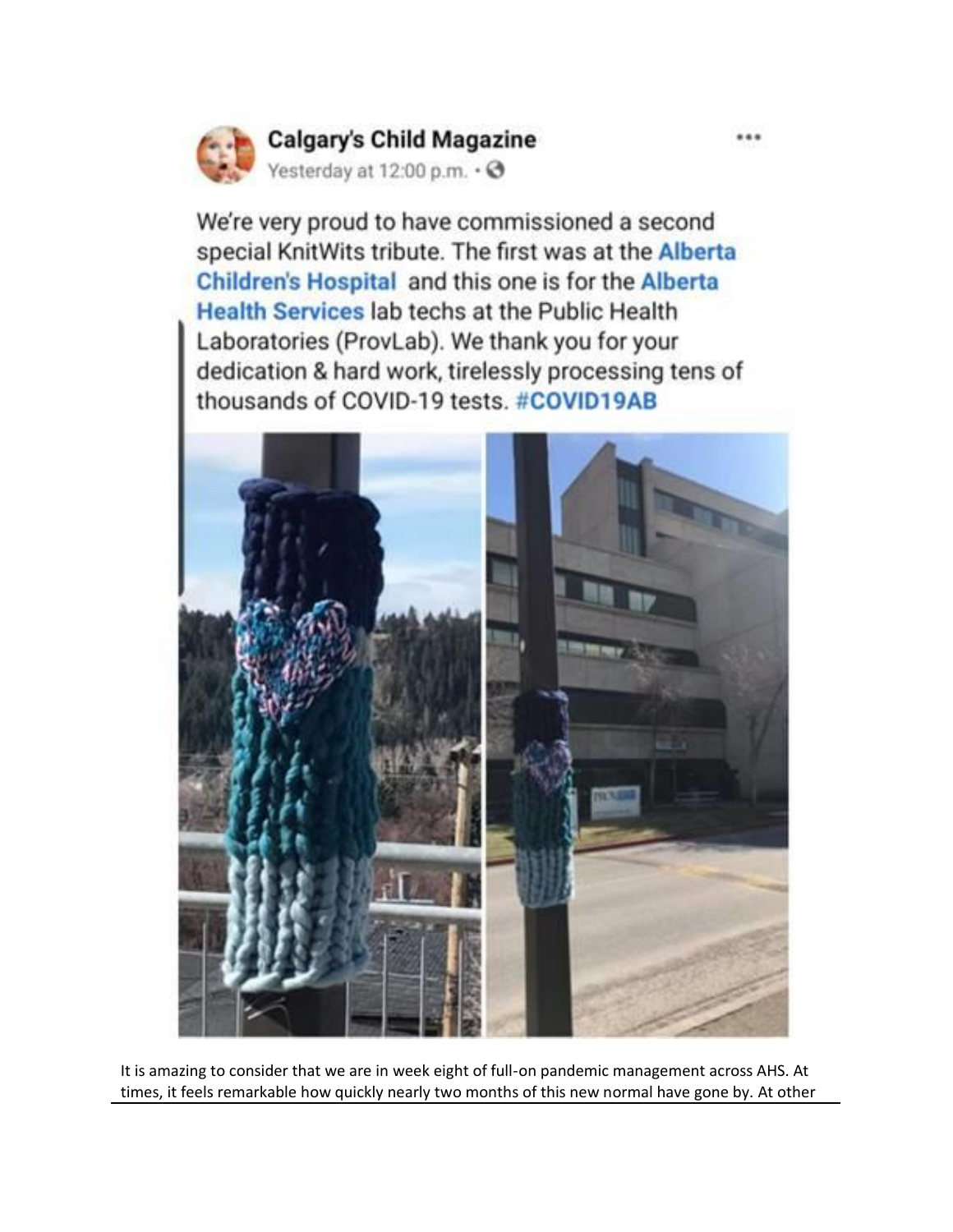Calgary's Child Magazine

Yesterday at 12:00 p.m.

We're very proud to have commissioned a second special KnitWits tribute. The first was at the Alberta Children's Hospital and this one is for the Alberta Health Services lab techs at the Public Health Laboratories (ProvLab). We thank you for your dedication & hard work, tirelessly processing tens of thousands of COVID-19 tests. #COVID19AB

It is amazing to consider that we are in week eight of full-on pandemic management across AHS. At times, it feels remarkable how quickly nearly two months of this new normal have gone by. At other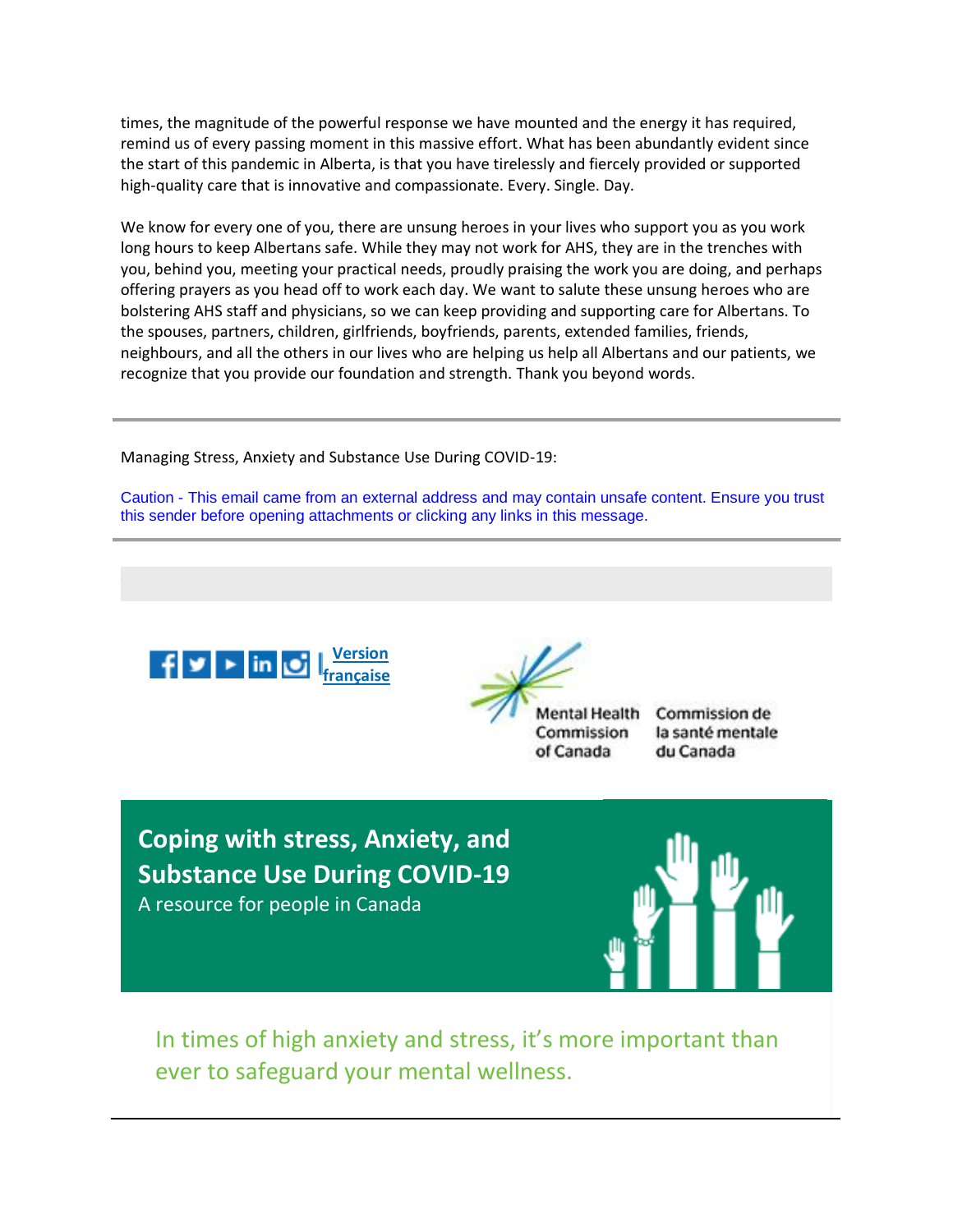times, the magnitude of the powerful response we have mounted and the energy it has required, remind us of every passing moment in this massive effort. What has been abundantly evident since the start of this pandemic in Alberta, is that you have tirelessly and fiercely provided or supported high-quality care that is innovative and compassionate. Every. Single. Day.

We know for every one of you, there are unsung heroes in your lives who support you as you work long hours to keep Albertans safe. While they may not work for AHS, they are in the trenches with you, behind you, meeting your practical needs, proudly praising the work you are doing, and perhaps offering prayers as you head off to work each day. We want to salute these unsung heroes who are bolstering AHS staff and physicians, so we can keep providing and supporting care for Albertans. To the spouses, partners, children, girlfriends, boyfriends, parents, extended families, friends, neighbours, and all the others in our lives who are helping us help all Albertans and our patients, we recognize that you provide our foundation and strength. Thank you beyond words.

---

Managing Stress, Anxiety and Substance Use During COVID-19:

Caution - This email came from an external address and may contain unsafe content. Ensure you trust this sender before opening attachments or clicking any links in this message.

---

Version française

Mental Health Commission of Canada | Commission de la santé mentale du Canada

## Coping with stress, Anxiety, and Substance Use During COVID-19

A resource for people in Canada

In times of high anxiety and stress, it's more important than ever to safeguard your mental wellness.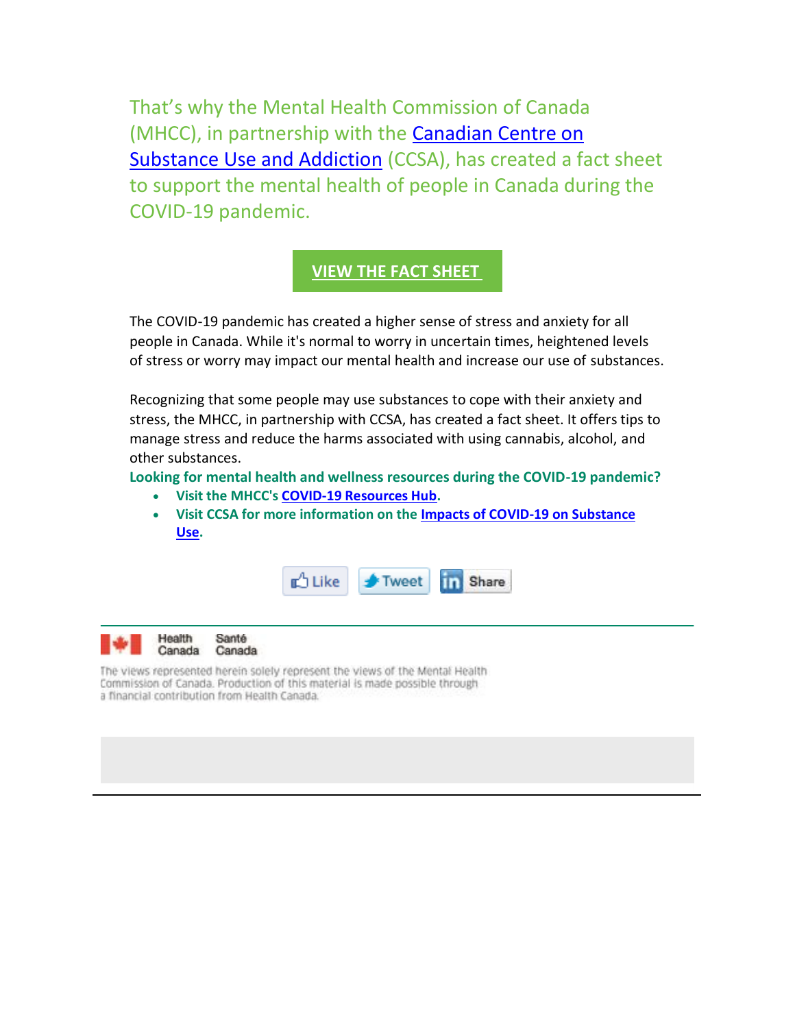That's why the Mental Health Commission of Canada (MHCC), in partnership with the Canadian Centre on Substance Use and Addiction (CCSA), has created a fact sheet to support the mental health of people in Canada during the COVID-19 pandemic.

**VIEW THE FACT SHEET**

The COVID-19 pandemic has created a higher sense of stress and anxiety for all people in Canada. While it's normal to worry in uncertain times, heightened levels of stress or worry may impact our mental health and increase our use of substances.

Recognizing that some people may use substances to cope with their anxiety and stress, the MHCC, in partnership with CCSA, has created a fact sheet. It offers tips to manage stress and reduce the harms associated with using cannabis, alcohol, and other substances.

**Looking for mental health and wellness resources during the COVID-19 pandemic?**

- **Visit the MHCC's COVID-19 Resources Hub.**
- **Visit CCSA for more information on the Impacts of COVID-19 on Substance Use.**

Like Tweet Share

Health Canada Santé Canada

The views represented herein solely represent the views of the Mental Health Commission of Canada. Production of this material is made possible through a financial contribution from Health Canada.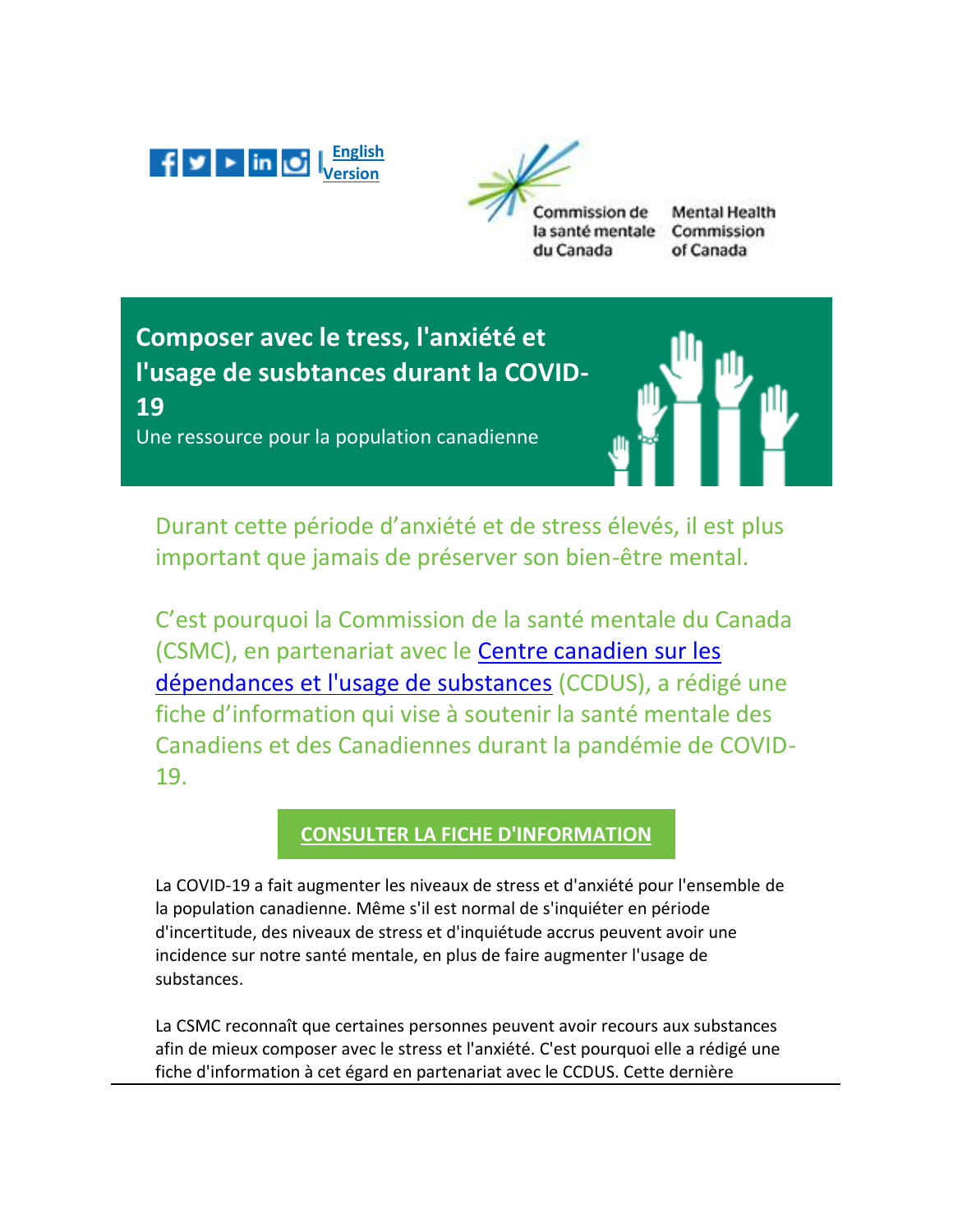English Version

Commission de la santé mentale du Canada
Mental Health Commission of Canada

# Composer avec le tress, l'anxiété et l'usage de susbtances durant la COVID-19

Une ressource pour la population canadienne

Durant cette période d'anxiété et de stress élevés, il est plus important que jamais de préserver son bien-être mental.

C'est pourquoi la Commission de la santé mentale du Canada (CSMC), en partenariat avec le Centre canadien sur les dépendances et l'usage de substances (CCDUS), a rédigé une fiche d'information qui vise à soutenir la santé mentale des Canadiens et des Canadiennes durant la pandémie de COVID-19.

**CONSULTER LA FICHE D'INFORMATION**

La COVID-19 a fait augmenter les niveaux de stress et d'anxiété pour l'ensemble de la population canadienne. Même s'il est normal de s'inquiéter en période d'incertitude, des niveaux de stress et d'inquiétude accrus peuvent avoir une incidence sur notre santé mentale, en plus de faire augmenter l'usage de substances.

La CSMC reconnaît que certaines personnes peuvent avoir recours aux substances afin de mieux composer avec le stress et l'anxiété. C'est pourquoi elle a rédigé une fiche d'information à cet égard en partenariat avec le CCDUS. Cette dernière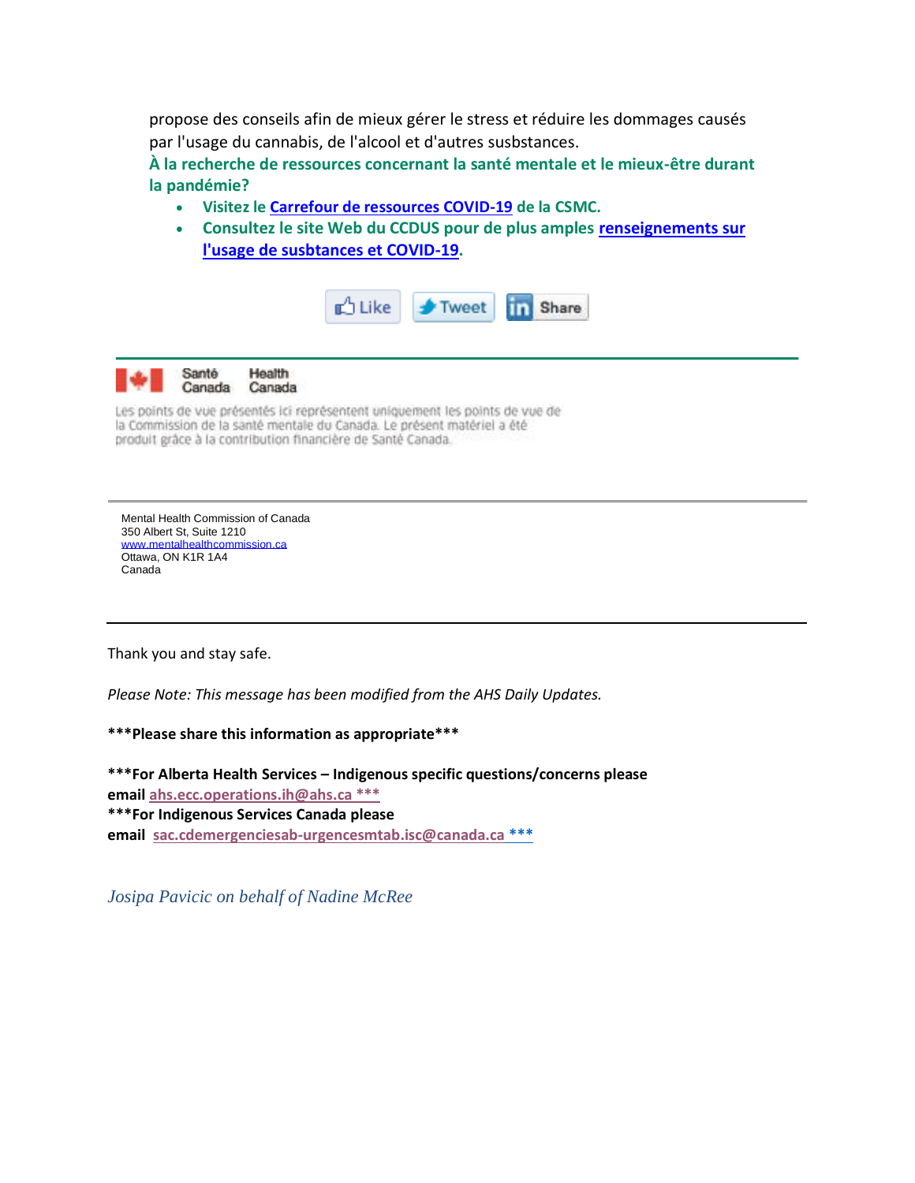propose des conseils afin de mieux gérer le stress et réduire les dommages causés par l'usage du cannabis, de l'alcool et d'autres susbstances.

**À la recherche de ressources concernant la santé mentale et le mieux-être durant la pandémie?**

- **Visitez le Carrefour de ressources COVID-19 de la CSMC.**
- **Consultez le site Web du CCDUS pour de plus amples renseignements sur l'usage de susbtances et COVID-19.**

Like Tweet Share

Santé Canada Health Canada

Les points de vue présentés ici représentent uniquement les points de vue de la Commission de la santé mentale du Canada. Le présent matériel a été produit grâce à la contribution financière de Santé Canada.

---

Mental Health Commission of Canada
350 Albert St, Suite 1210
www.mentalhealthcommission.ca
Ottawa, ON K1R 1A4
Canada

---

Thank you and stay safe.

*Please Note: This message has been modified from the AHS Daily Updates.*

**\*\*\*Please share this information as appropriate\*\*\***

**\*\*\*For Alberta Health Services – Indigenous specific questions/concerns please email ahs.ecc.operations.ih@ahs.ca \*\*\***
**\*\*\*For Indigenous Services Canada please email sac.cdemergenciesab-urgencesmtab.isc@canada.ca \*\*\***

*Josipa Pavicic on behalf of Nadine McRee*